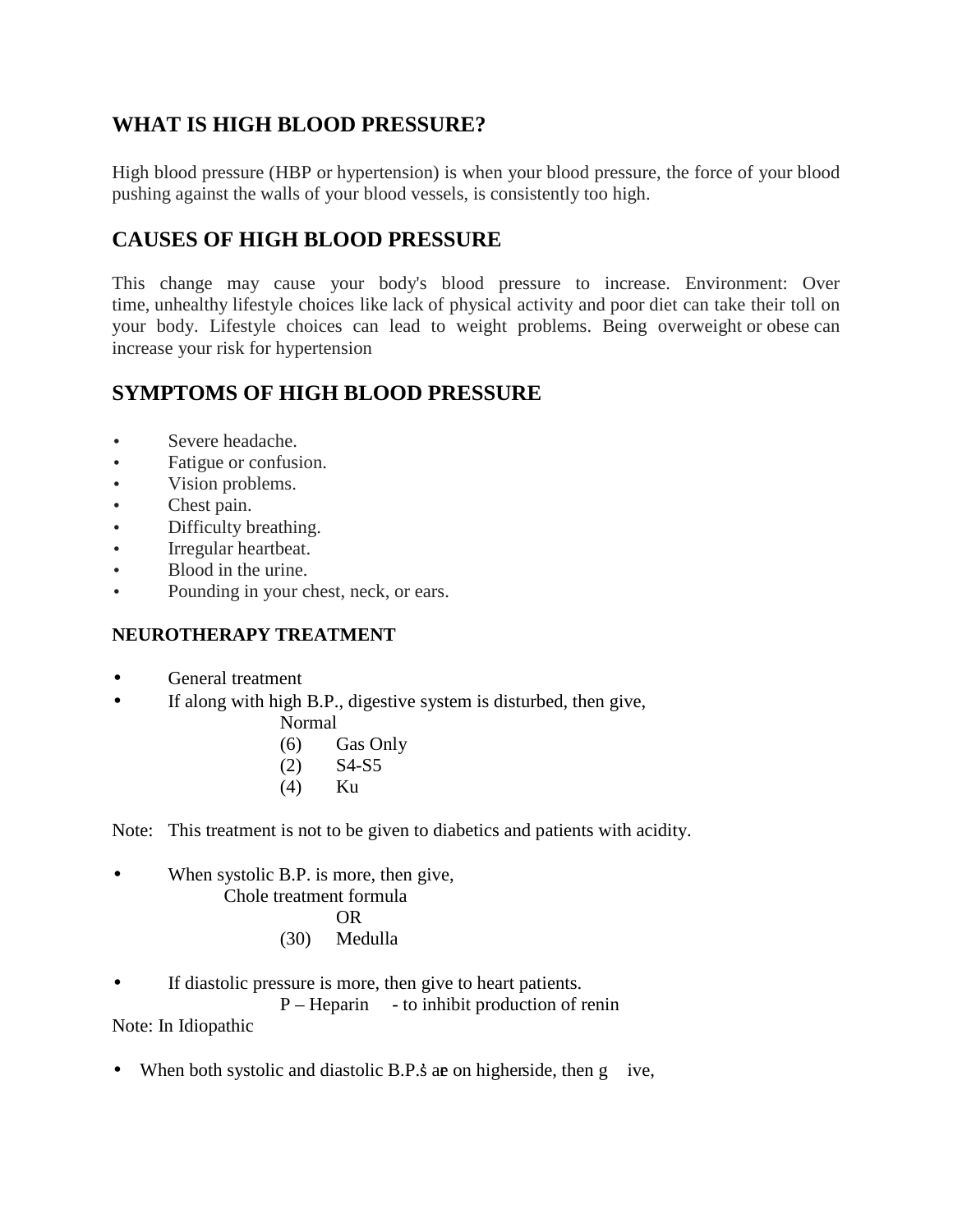## WHAT IS HIGH BLOOD PRESSURE?

High blood pressure (HBP or hypertension) is when your blood pressure, the force of your blood pushing against the walls of your blood vessels, is consistently too high.

## CAUSES OF HIGH BLOOD PRESSURE

This change may cause your body's blood pressure to increase. Environment: Over time, unhealthy lifestyle choices like lack of physical activity and poor diet can take their toll on your body. Lifestyle choices can lead to weight problems. Being overweight or obese can increase your risk for hypertension

## SYMPTOMS OF HIGH BLOOD PRESSURE

- Severe headache.
- Fatigue or confusion.
- Vision problems.
- Chest pain.
- Difficulty breathing.
- Irregular heartbeat.
- Blood in the urine.
- Pounding in your chest, neck, or ears.

### NEUROTHERAPY TREATMENT

- General treatment
- If along with high B.P., digestive system is disturbed, then give,

  Normal
  (6) Gas Only
  (2) S4-S5
  (4) Ku

Note: This treatment is not to be given to diabetics and patients with acidity.

- When systolic B.P. is more, then give,

  Chole treatment formula
  OR
  (30) Medulla

- If diastolic pressure is more, then give to heart patients.

  P – Heparin - to inhibit production of renin

Note: In Idiopathic

- When both systolic and diastolic B.P.s are on higher side, then give,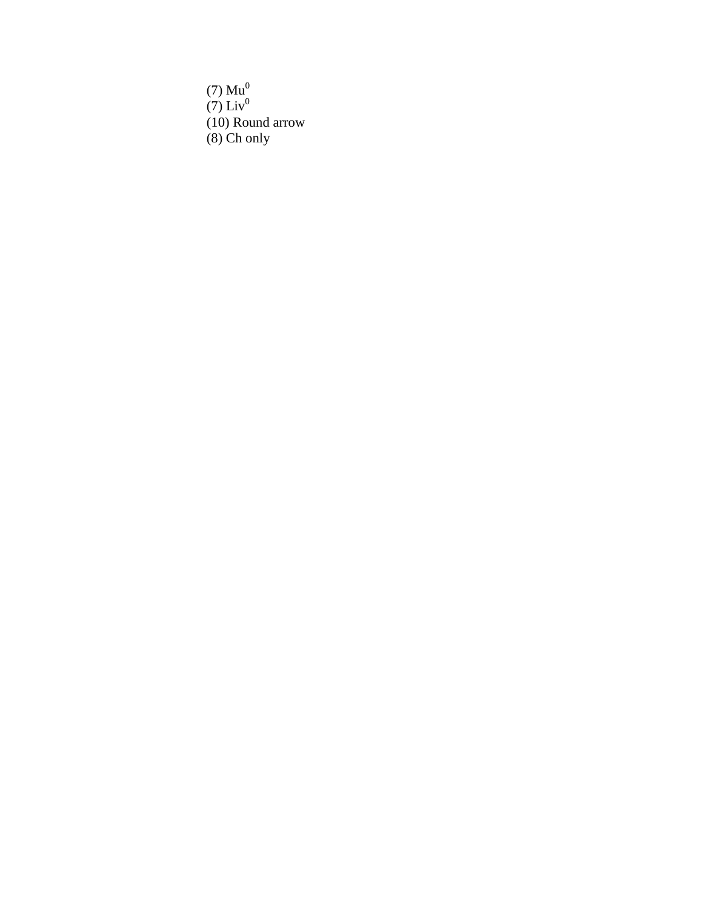(7) $Mu^0$
(7) $Liv^0$
(10) Round arrow
(8) Ch only